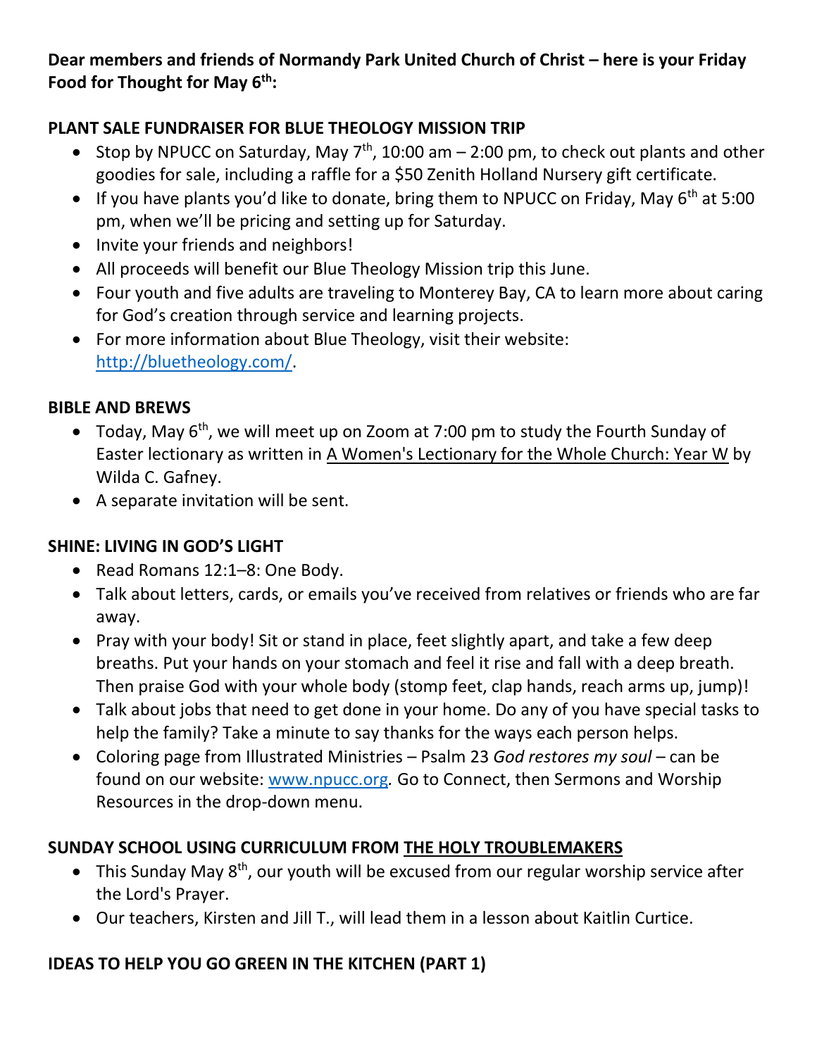**Dear members and friends of Normandy Park United Church of Christ – here is your Friday Food for Thought for May 6th:**

**PLANT SALE FUNDRAISER FOR BLUE THEOLOGY MISSION TRIP**

- Stop by NPUCC on Saturday, May 7th, 10:00 am – 2:00 pm, to check out plants and other goodies for sale, including a raffle for a $50 Zenith Holland Nursery gift certificate.
- If you have plants you'd like to donate, bring them to NPUCC on Friday, May 6th at 5:00 pm, when we'll be pricing and setting up for Saturday.
- Invite your friends and neighbors!
- All proceeds will benefit our Blue Theology Mission trip this June.
- Four youth and five adults are traveling to Monterey Bay, CA to learn more about caring for God's creation through service and learning projects.
- For more information about Blue Theology, visit their website: http://bluetheology.com/.

**BIBLE AND BREWS**

- Today, May 6th, we will meet up on Zoom at 7:00 pm to study the Fourth Sunday of Easter lectionary as written in A Women's Lectionary for the Whole Church: Year W by Wilda C. Gafney.
- A separate invitation will be sent.

**SHINE: LIVING IN GOD'S LIGHT**

- Read Romans 12:1–8: One Body.
- Talk about letters, cards, or emails you've received from relatives or friends who are far away.
- Pray with your body! Sit or stand in place, feet slightly apart, and take a few deep breaths. Put your hands on your stomach and feel it rise and fall with a deep breath. Then praise God with your whole body (stomp feet, clap hands, reach arms up, jump)!
- Talk about jobs that need to get done in your home. Do any of you have special tasks to help the family? Take a minute to say thanks for the ways each person helps.
- Coloring page from Illustrated Ministries – Psalm 23 *God restores my soul* – can be found on our website: www.npucc.org. Go to Connect, then Sermons and Worship Resources in the drop-down menu.

**SUNDAY SCHOOL USING CURRICULUM FROM THE HOLY TROUBLEMAKERS**

- This Sunday May 8th, our youth will be excused from our regular worship service after the Lord's Prayer.
- Our teachers, Kirsten and Jill T., will lead them in a lesson about Kaitlin Curtice.

**IDEAS TO HELP YOU GO GREEN IN THE KITCHEN (PART 1)**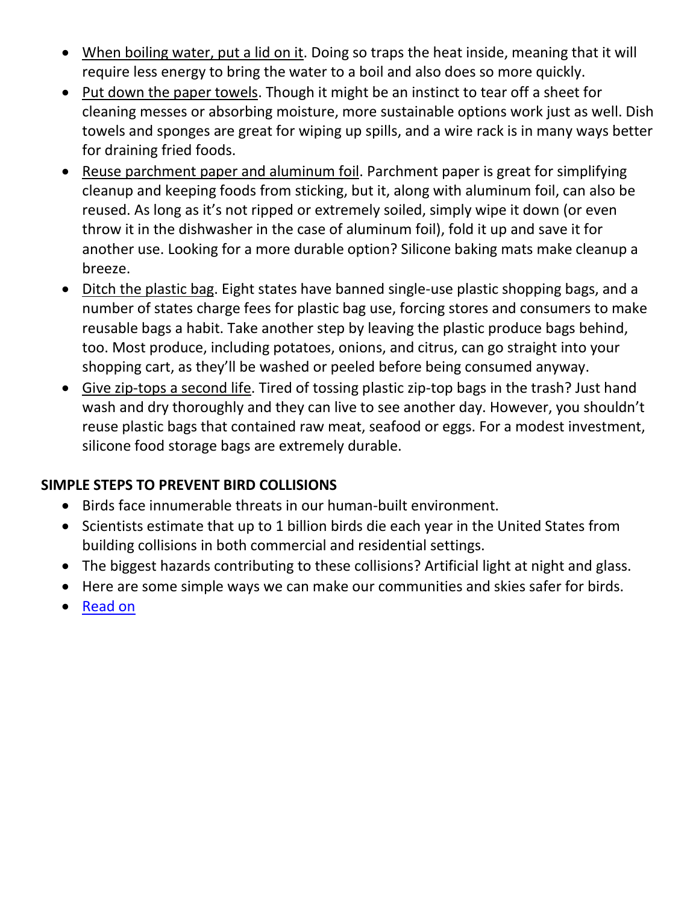- <u>When boiling water, put a lid on it</u>. Doing so traps the heat inside, meaning that it will require less energy to bring the water to a boil and also does so more quickly.
- <u>Put down the paper towels</u>. Though it might be an instinct to tear off a sheet for cleaning messes or absorbing moisture, more sustainable options work just as well. Dish towels and sponges are great for wiping up spills, and a wire rack is in many ways better for draining fried foods.
- <u>Reuse parchment paper and aluminum foil</u>. Parchment paper is great for simplifying cleanup and keeping foods from sticking, but it, along with aluminum foil, can also be reused. As long as it's not ripped or extremely soiled, simply wipe it down (or even throw it in the dishwasher in the case of aluminum foil), fold it up and save it for another use. Looking for a more durable option? Silicone baking mats make cleanup a breeze.
- <u>Ditch the plastic bag</u>. Eight states have banned single-use plastic shopping bags, and a number of states charge fees for plastic bag use, forcing stores and consumers to make reusable bags a habit. Take another step by leaving the plastic produce bags behind, too. Most produce, including potatoes, onions, and citrus, can go straight into your shopping cart, as they'll be washed or peeled before being consumed anyway.
- <u>Give zip-tops a second life</u>. Tired of tossing plastic zip-top bags in the trash? Just hand wash and dry thoroughly and they can live to see another day. However, you shouldn't reuse plastic bags that contained raw meat, seafood or eggs. For a modest investment, silicone food storage bags are extremely durable.

**SIMPLE STEPS TO PREVENT BIRD COLLISIONS**

- Birds face innumerable threats in our human-built environment.
- Scientists estimate that up to 1 billion birds die each year in the United States from building collisions in both commercial and residential settings.
- The biggest hazards contributing to these collisions? Artificial light at night and glass.
- Here are some simple ways we can make our communities and skies safer for birds.
- Read on